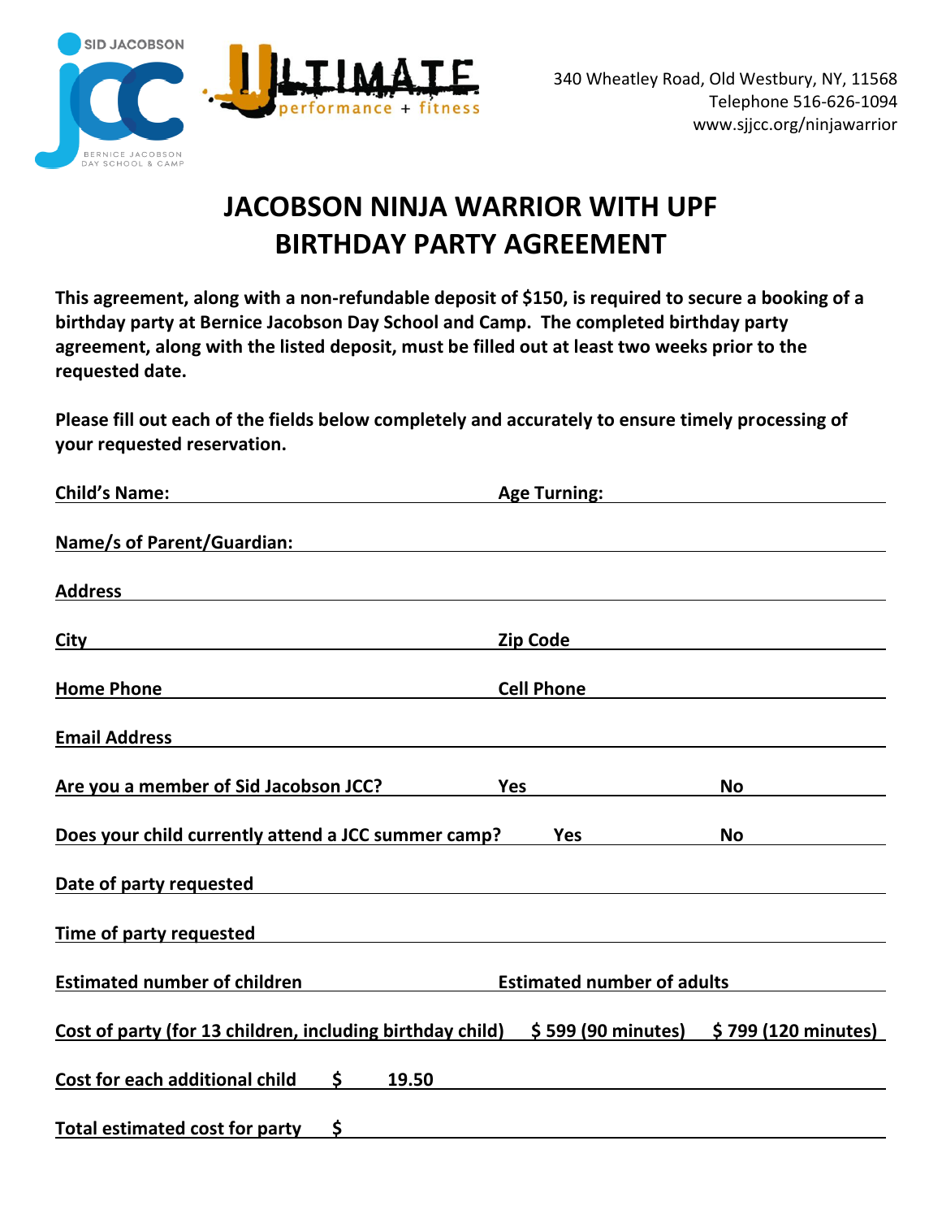SID JACOBSON JCC

BERNICE JACOBSON DAY SCHOOL & CAMP

ULTIMATE performance + fitness

340 Wheatley Road, Old Westbury, NY, 11568
Telephone 516-626-1094
www.sjjcc.org/ninjawarrior

# JACOBSON NINJA WARRIOR WITH UPF BIRTHDAY PARTY AGREEMENT

**This agreement, along with a non-refundable deposit of $150, is required to secure a booking of a birthday party at Bernice Jacobson Day School and Camp. The completed birthday party agreement, along with the listed deposit, must be filled out at least two weeks prior to the requested date.**

**Please fill out each of the fields below completely and accurately to ensure timely processing of your requested reservation.**

**Child's Name:** ______________________ **Age Turning:** ______________________

**Name/s of Parent/Guardian:** ______________________

**Address** ______________________

**City** ______________________ **Zip Code** ______________________

**Home Phone** ______________________ **Cell Phone** ______________________

**Email Address** ______________________

**Are you a member of Sid Jacobson JCC?** **Yes** ________ **No** ________

**Does your child currently attend a JCC summer camp?** **Yes** ________ **No** ________

**Date of party requested** ______________________

**Time of party requested** ______________________

**Estimated number of children** ______________________ **Estimated number of adults** ______________________

**Cost of party (for 13 children, including birthday child)** **$ 599 (90 minutes)** **$ 799 (120 minutes)**

**Cost for each additional child** **$ 19.50**

**Total estimated cost for party** **$** ______________________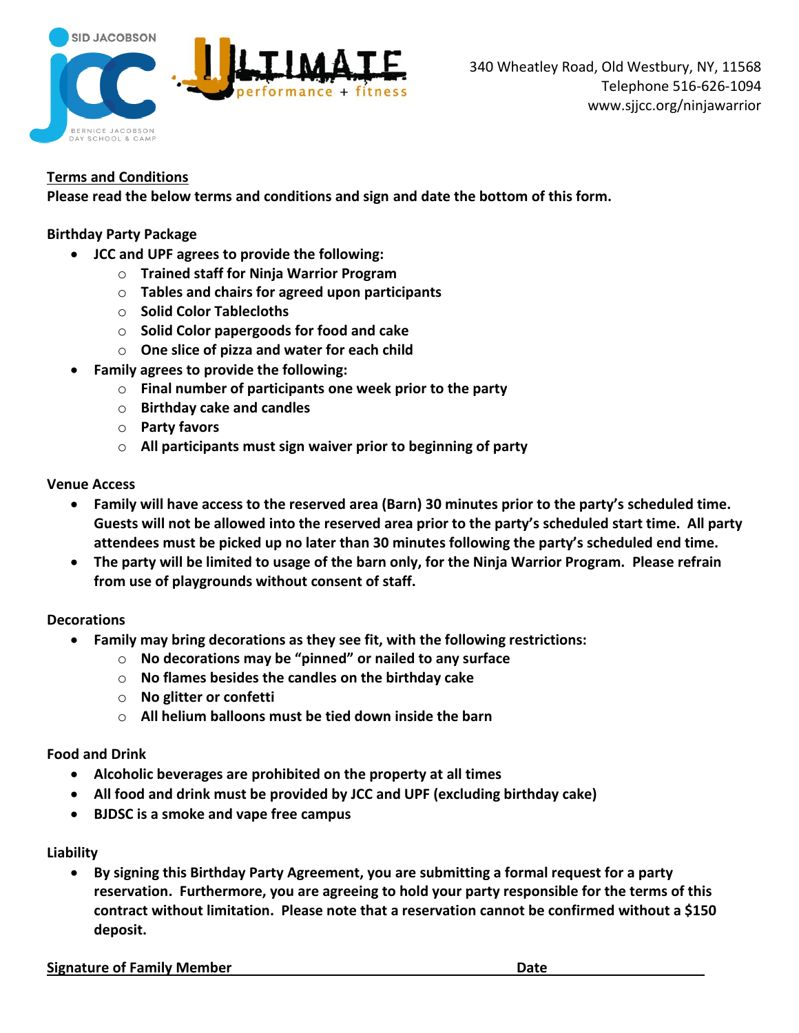SID JACOBSON JCC

BERNICE JACOBSON DAY SCHOOL & CAMP

ULTIMATE performance + fitness

340 Wheatley Road, Old Westbury, NY, 11568
Telephone 516-626-1094
www.sjjcc.org/ninjawarrior

**Terms and Conditions**

**Please read the below terms and conditions and sign and date the bottom of this form.**

**Birthday Party Package**

- **JCC and UPF agrees to provide the following:**
  - **Trained staff for Ninja Warrior Program**
  - **Tables and chairs for agreed upon participants**
  - **Solid Color Tablecloths**
  - **Solid Color papergoods for food and cake**
  - **One slice of pizza and water for each child**
- **Family agrees to provide the following:**
  - **Final number of participants one week prior to the party**
  - **Birthday cake and candles**
  - **Party favors**
  - **All participants must sign waiver prior to beginning of party**

**Venue Access**

- **Family will have access to the reserved area (Barn) 30 minutes prior to the party's scheduled time. Guests will not be allowed into the reserved area prior to the party's scheduled start time. All party attendees must be picked up no later than 30 minutes following the party's scheduled end time.**
- **The party will be limited to usage of the barn only, for the Ninja Warrior Program. Please refrain from use of playgrounds without consent of staff.**

**Decorations**

- **Family may bring decorations as they see fit, with the following restrictions:**
  - **No decorations may be "pinned" or nailed to any surface**
  - **No flames besides the candles on the birthday cake**
  - **No glitter or confetti**
  - **All helium balloons must be tied down inside the barn**

**Food and Drink**

- **Alcoholic beverages are prohibited on the property at all times**
- **All food and drink must be provided by JCC and UPF (excluding birthday cake)**
- **BJDSC is a smoke and vape free campus**

**Liability**

- **By signing this Birthday Party Agreement, you are submitting a formal request for a party reservation. Furthermore, you are agreeing to hold your party responsible for the terms of this contract without limitation. Please note that a reservation cannot be confirmed without a $150 deposit.**

**Signature of Family Member** ______________________________ **Date** ______________